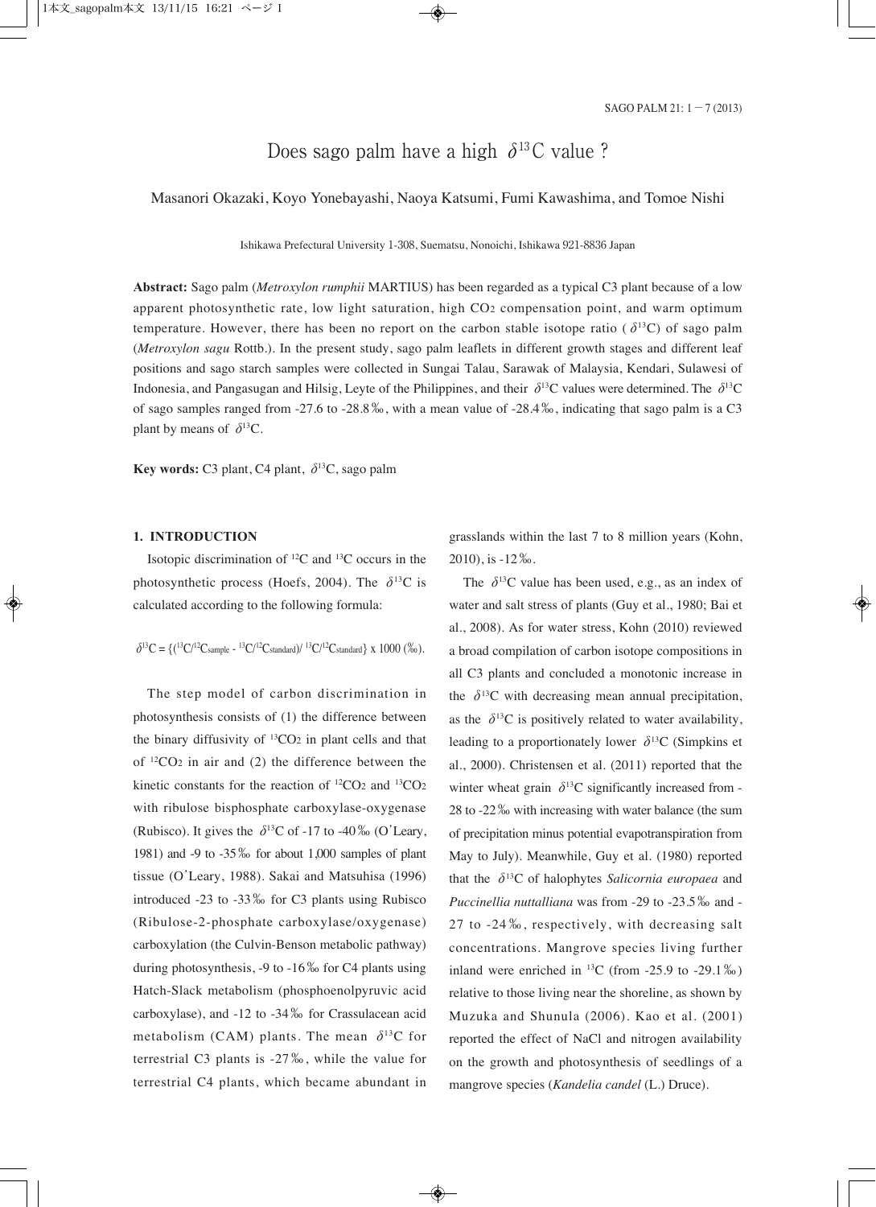# Does sago palm have a high $\delta^{13}C$ value ?

Masanori Okazaki, Koyo Yonebayashi, Naoya Katsumi, Fumi Kawashima, and Tomoe Nishi

Ishikawa Prefectural University 1-308, Suematsu, Nonoichi, Ishikawa 921-8836 Japan

**Abstract:** Sago palm (*Metroxylon rumphii* MARTIUS) has been regarded as a typical C3 plant because of a low apparent photosynthetic rate, low light saturation, high $CO_2$ compensation point, and warm optimum temperature. However, there has been no report on the carbon stable isotope ratio ($\delta^{13}C$) of sago palm (*Metroxylon sagu* Rottb.). In the present study, sago palm leaflets in different growth stages and different leaf positions and sago starch samples were collected in Sungai Talau, Sarawak of Malaysia, Kendari, Sulawesi of Indonesia, and Pangasugan and Hilsig, Leyte of the Philippines, and their $\delta^{13}C$ values were determined. The $\delta^{13}C$ of sago samples ranged from -27.6 to -28.8‰, with a mean value of -28.4‰, indicating that sago palm is a C3 plant by means of $\delta^{13}C$.

**Key words:** C3 plant, C4 plant, $\delta^{13}C$, sago palm

## 1. INTRODUCTION

Isotopic discrimination of $^{12}C$ and $^{13}C$ occurs in the photosynthetic process (Hoefs, 2004). The $\delta^{13}C$ is calculated according to the following formula:

$$\delta^{13}C = \{(^{13}C/^{12}C_{sample} - {}^{13}C/^{12}C_{standard}) / {}^{13}C/^{12}C_{standard}\} \times 1000\ (‰).$$

The step model of carbon discrimination in photosynthesis consists of (1) the difference between the binary diffusivity of $^{13}CO_2$ in plant cells and that of $^{12}CO_2$ in air and (2) the difference between the kinetic constants for the reaction of $^{12}CO_2$ and $^{13}CO_2$ with ribulose bisphosphate carboxylase-oxygenase (Rubisco). It gives the $\delta^{13}C$ of -17 to -40‰ (O'Leary, 1981) and -9 to -35‰ for about 1,000 samples of plant tissue (O'Leary, 1988). Sakai and Matsuhisa (1996) introduced -23 to -33‰ for C3 plants using Rubisco (Ribulose-2-phosphate carboxylase/oxygenase) carboxylation (the Culvin-Benson metabolic pathway) during photosynthesis, -9 to -16‰ for C4 plants using Hatch-Slack metabolism (phosphoenolpyruvic acid carboxylase), and -12 to -34‰ for Crassulacean acid metabolism (CAM) plants. The mean $\delta^{13}C$ for terrestrial C3 plants is -27‰, while the value for terrestrial C4 plants, which became abundant in grasslands within the last 7 to 8 million years (Kohn, 2010), is -12‰.

The $\delta^{13}C$ value has been used, e.g., as an index of water and salt stress of plants (Guy et al., 1980; Bai et al., 2008). As for water stress, Kohn (2010) reviewed a broad compilation of carbon isotope compositions in all C3 plants and concluded a monotonic increase in the $\delta^{13}C$ with decreasing mean annual precipitation, as the $\delta^{13}C$ is positively related to water availability, leading to a proportionately lower $\delta^{13}C$ (Simpkins et al., 2000). Christensen et al. (2011) reported that the winter wheat grain $\delta^{13}C$ significantly increased from -28 to -22‰ with increasing with water balance (the sum of precipitation minus potential evapotranspiration from May to July). Meanwhile, Guy et al. (1980) reported that the $\delta^{13}C$ of halophytes *Salicornia europaea* and *Puccinellia nuttalliana* was from -29 to -23.5‰ and -27 to -24‰, respectively, with decreasing salt concentrations. Mangrove species living further inland were enriched in $^{13}C$ (from -25.9 to -29.1‰) relative to those living near the shoreline, as shown by Muzuka and Shunula (2006). Kao et al. (2001) reported the effect of NaCl and nitrogen availability on the growth and photosynthesis of seedlings of a mangrove species (*Kandelia candel* (L.) Druce).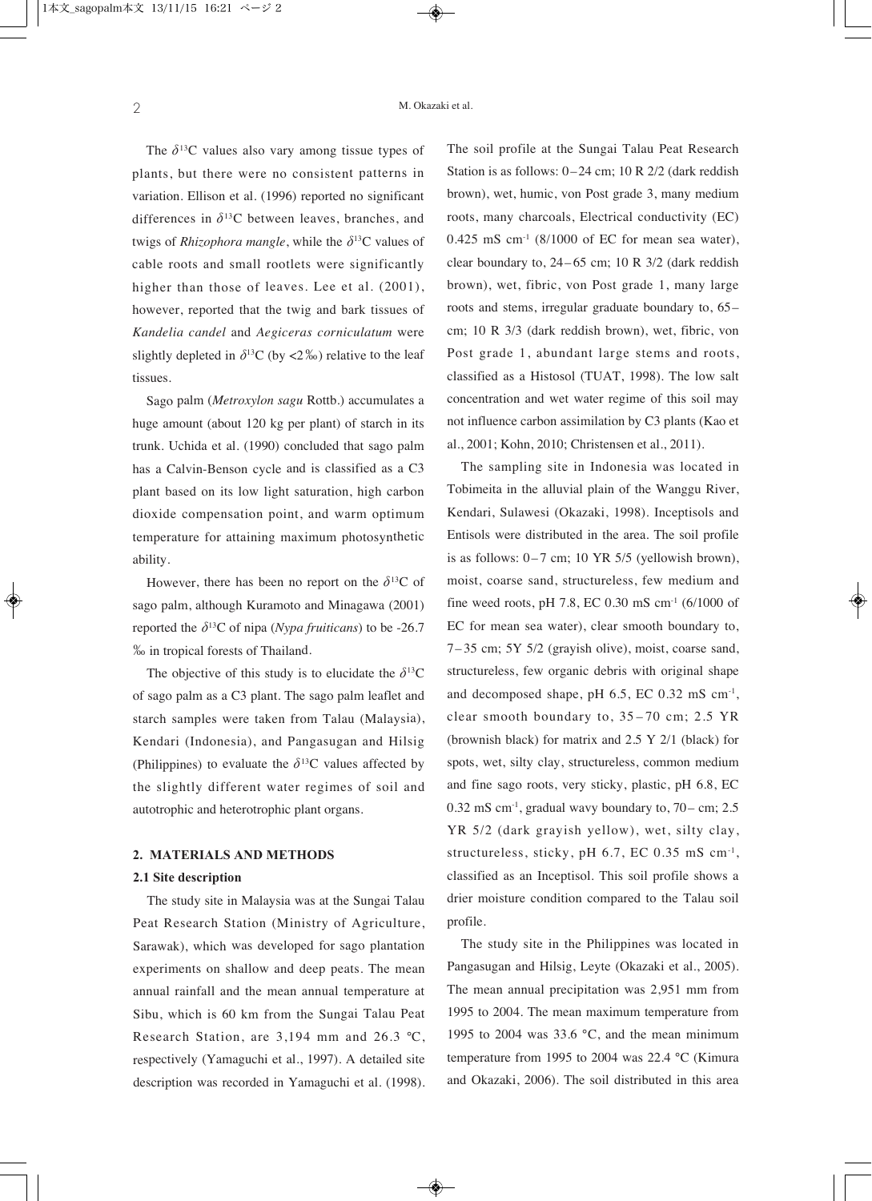The $\delta^{13}C$ values also vary among tissue types of plants, but there were no consistent patterns in variation. Ellison et al. (1996) reported no significant differences in $\delta^{13}C$ between leaves, branches, and twigs of *Rhizophora mangle*, while the $\delta^{13}C$ values of cable roots and small rootlets were significantly higher than those of leaves. Lee et al. (2001), however, reported that the twig and bark tissues of *Kandelia candel* and *Aegiceras corniculatum* were slightly depleted in $\delta^{13}C$ (by <2‰) relative to the leaf tissues.

Sago palm (*Metroxylon sagu* Rottb.) accumulates a huge amount (about 120 kg per plant) of starch in its trunk. Uchida et al. (1990) concluded that sago palm has a Calvin-Benson cycle and is classified as a C3 plant based on its low light saturation, high carbon dioxide compensation point, and warm optimum temperature for attaining maximum photosynthetic ability.

However, there has been no report on the $\delta^{13}C$ of sago palm, although Kuramoto and Minagawa (2001) reported the $\delta^{13}C$ of nipa (*Nypa fruiticans*) to be -26.7 ‰ in tropical forests of Thailand.

The objective of this study is to elucidate the $\delta^{13}C$ of sago palm as a C3 plant. The sago palm leaflet and starch samples were taken from Talau (Malaysia), Kendari (Indonesia), and Pangasugan and Hilsig (Philippines) to evaluate the $\delta^{13}C$ values affected by the slightly different water regimes of soil and autotrophic and heterotrophic plant organs.

## 2. MATERIALS AND METHODS

### 2.1 Site description

The study site in Malaysia was at the Sungai Talau Peat Research Station (Ministry of Agriculture, Sarawak), which was developed for sago plantation experiments on shallow and deep peats. The mean annual rainfall and the mean annual temperature at Sibu, which is 60 km from the Sungai Talau Peat Research Station, are 3,194 mm and 26.3 ℃, respectively (Yamaguchi et al., 1997). A detailed site description was recorded in Yamaguchi et al. (1998). The soil profile at the Sungai Talau Peat Research Station is as follows: 0–24 cm; 10 R 2/2 (dark reddish brown), wet, humic, von Post grade 3, many medium roots, many charcoals, Electrical conductivity (EC) 0.425 mS cm$^{-1}$ (8/1000 of EC for mean sea water), clear boundary to, 24–65 cm; 10 R 3/2 (dark reddish brown), wet, fibric, von Post grade 1, many large roots and stems, irregular graduate boundary to, 65– cm; 10 R 3/3 (dark reddish brown), wet, fibric, von Post grade 1, abundant large stems and roots, classified as a Histosol (TUAT, 1998). The low salt concentration and wet water regime of this soil may not influence carbon assimilation by C3 plants (Kao et al., 2001; Kohn, 2010; Christensen et al., 2011).

The sampling site in Indonesia was located in Tobimeita in the alluvial plain of the Wanggu River, Kendari, Sulawesi (Okazaki, 1998). Inceptisols and Entisols were distributed in the area. The soil profile is as follows: 0–7 cm; 10 YR 5/5 (yellowish brown), moist, coarse sand, structureless, few medium and fine weed roots, pH 7.8, EC 0.30 mS cm$^{-1}$ (6/1000 of EC for mean sea water), clear smooth boundary to, 7–35 cm; 5Y 5/2 (grayish olive), moist, coarse sand, structureless, few organic debris with original shape and decomposed shape, pH 6.5, EC 0.32 mS cm$^{-1}$, clear smooth boundary to, 35–70 cm; 2.5 YR (brownish black) for matrix and 2.5 Y 2/1 (black) for spots, wet, silty clay, structureless, common medium and fine sago roots, very sticky, plastic, pH 6.8, EC 0.32 mS cm$^{-1}$, gradual wavy boundary to, 70– cm; 2.5 YR 5/2 (dark grayish yellow), wet, silty clay, structureless, sticky, pH 6.7, EC 0.35 mS cm$^{-1}$, classified as an Inceptisol. This soil profile shows a drier moisture condition compared to the Talau soil profile.

The study site in the Philippines was located in Pangasugan and Hilsig, Leyte (Okazaki et al., 2005). The mean annual precipitation was 2,951 mm from 1995 to 2004. The mean maximum temperature from 1995 to 2004 was 33.6 °C, and the mean minimum temperature from 1995 to 2004 was 22.4 °C (Kimura and Okazaki, 2006). The soil distributed in this area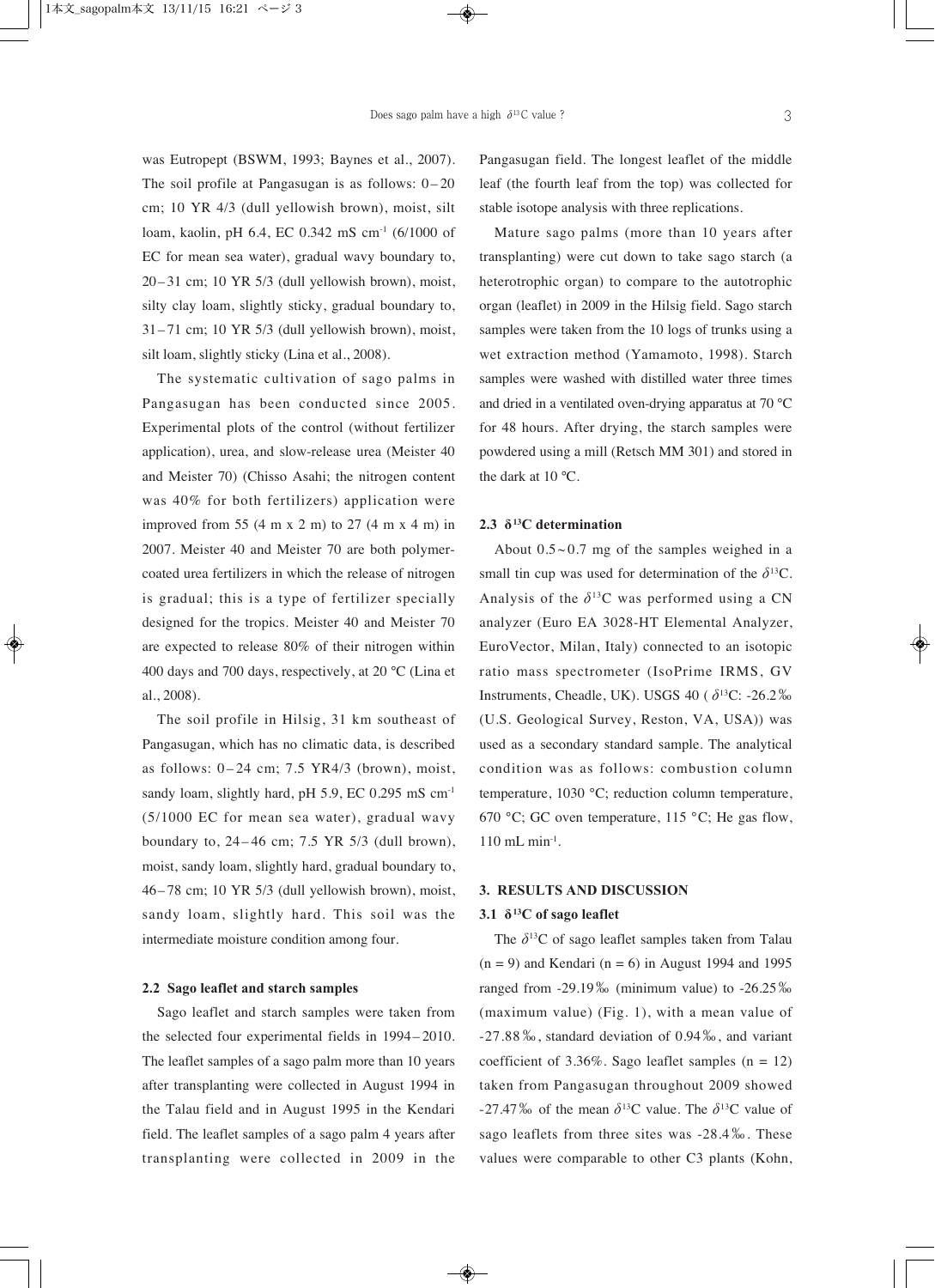was Eutropept (BSWM, 1993; Baynes et al., 2007). The soil profile at Pangasugan is as follows: 0–20 cm; 10 YR 4/3 (dull yellowish brown), moist, silt loam, kaolin, pH 6.4, EC 0.342 mS $cm^{-1}$ (6/1000 of EC for mean sea water), gradual wavy boundary to, 20–31 cm; 10 YR 5/3 (dull yellowish brown), moist, silty clay loam, slightly sticky, gradual boundary to, 31–71 cm; 10 YR 5/3 (dull yellowish brown), moist, silt loam, slightly sticky (Lina et al., 2008).

The systematic cultivation of sago palms in Pangasugan has been conducted since 2005. Experimental plots of the control (without fertilizer application), urea, and slow-release urea (Meister 40 and Meister 70) (Chisso Asahi; the nitrogen content was 40% for both fertilizers) application were improved from 55 (4 m x 2 m) to 27 (4 m x 4 m) in 2007. Meister 40 and Meister 70 are both polymer-coated urea fertilizers in which the release of nitrogen is gradual; this is a type of fertilizer specially designed for the tropics. Meister 40 and Meister 70 are expected to release 80% of their nitrogen within 400 days and 700 days, respectively, at 20 °C (Lina et al., 2008).

The soil profile in Hilsig, 31 km southeast of Pangasugan, which has no climatic data, is described as follows: 0–24 cm; 7.5 YR4/3 (brown), moist, sandy loam, slightly hard, pH 5.9, EC 0.295 mS $cm^{-1}$ (5/1000 EC for mean sea water), gradual wavy boundary to, 24–46 cm; 7.5 YR 5/3 (dull brown), moist, sandy loam, slightly hard, gradual boundary to, 46–78 cm; 10 YR 5/3 (dull yellowish brown), moist, sandy loam, slightly hard. This soil was the intermediate moisture condition among four.

### 2.2 Sago leaflet and starch samples

Sago leaflet and starch samples were taken from the selected four experimental fields in 1994–2010. The leaflet samples of a sago palm more than 10 years after transplanting were collected in August 1994 in the Talau field and in August 1995 in the Kendari field. The leaflet samples of a sago palm 4 years after transplanting were collected in 2009 in the Pangasugan field. The longest leaflet of the middle leaf (the fourth leaf from the top) was collected for stable isotope analysis with three replications.

Mature sago palms (more than 10 years after transplanting) were cut down to take sago starch (a heterotrophic organ) to compare to the autotrophic organ (leaflet) in 2009 in the Hilsig field. Sago starch samples were taken from the 10 logs of trunks using a wet extraction method (Yamamoto, 1998). Starch samples were washed with distilled water three times and dried in a ventilated oven-drying apparatus at 70 °C for 48 hours. After drying, the starch samples were powdered using a mill (Retsch MM 301) and stored in the dark at 10 °C.

### 2.3 $\delta^{13}C$ determination

About 0.5~0.7 mg of the samples weighed in a small tin cup was used for determination of the $\delta^{13}C$. Analysis of the $\delta^{13}C$ was performed using a CN analyzer (Euro EA 3028-HT Elemental Analyzer, EuroVector, Milan, Italy) connected to an isotopic ratio mass spectrometer (IsoPrime IRMS, GV Instruments, Cheadle, UK). USGS 40 ($\delta^{13}C$: -26.2‰ (U.S. Geological Survey, Reston, VA, USA)) was used as a secondary standard sample. The analytical condition was as follows: combustion column temperature, 1030 °C; reduction column temperature, 670 °C; GC oven temperature, 115 °C; He gas flow, 110 mL $min^{-1}$.

## 3. RESULTS AND DISCUSSION

### 3.1 $\delta^{13}C$ of sago leaflet

The $\delta^{13}C$ of sago leaflet samples taken from Talau ($n = 9$) and Kendari ($n = 6$) in August 1994 and 1995 ranged from -29.19‰ (minimum value) to -26.25‰ (maximum value) (Fig. 1), with a mean value of -27.88‰, standard deviation of 0.94‰, and variant coefficient of 3.36%. Sago leaflet samples ($n = 12$) taken from Pangasugan throughout 2009 showed -27.47‰ of the mean $\delta^{13}C$ value. The $\delta^{13}C$ value of sago leaflets from three sites was -28.4‰. These values were comparable to other C3 plants (Kohn,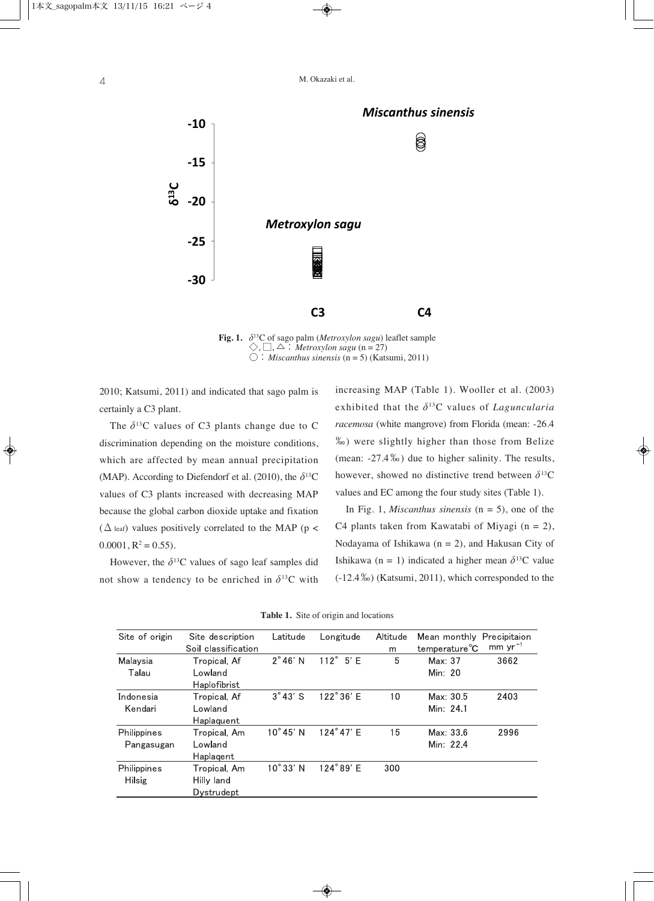**Fig. 1.** $\delta^{13}C$ of sago palm (*Metroxylon sagu*) leaflet sample
◇, □, △ : *Metroxylon sagu* (n = 27)
○ : *Miscanthus sinensis* (n = 5) (Katsumi, 2011)

2010; Katsumi, 2011) and indicated that sago palm is certainly a C3 plant.

The $\delta^{13}C$ values of C3 plants change due to C discrimination depending on the moisture conditions, which are affected by mean annual precipitation (MAP). According to Diefendorf et al. (2010), the $\delta^{13}C$ values of C3 plants increased with decreasing MAP because the global carbon dioxide uptake and fixation ($\Delta_{leaf}$) values positively correlated to the MAP ($p < 0.0001$, $R^2 = 0.55$).

However, the $\delta^{13}C$ values of sago leaf samples did not show a tendency to be enriched in $\delta^{13}C$ with increasing MAP (Table 1). Wooller et al. (2003) exhibited that the $\delta^{13}C$ values of *Laguncularia racemosa* (white mangrove) from Florida (mean: -26.4 ‰) were slightly higher than those from Belize (mean: -27.4‰) due to higher salinity. The results, however, showed no distinctive trend between $\delta^{13}C$ values and EC among the four study sites (Table 1).

In Fig. 1, *Miscanthus sinensis* (n = 5), one of the C4 plants taken from Kawatabi of Miyagi (n = 2), Nodayama of Ishikawa (n = 2), and Hakusan City of Ishikawa (n = 1) indicated a higher mean $\delta^{13}C$ value (-12.4‰) (Katsumi, 2011), which corresponded to the

**Table 1.** Site of origin and locations

| Site of origin | Site description Soil classification | Latitude | Longitude | Altitude m | Mean monthly temperature℃ | Precipitaion mm yr$^{-1}$ |
|---|---|---|---|---|---|---|
| Malaysia Talau | Tropical, Af Lowland Haplofibrist | 2°46' N | 112° 5' E | 5 | Max: 37 Min: 20 | 3662 |
| Indonesia Kendari | Tropical, Af Lowland Haplaquent | 3°43' S | 122°36' E | 10 | Max: 30.5 Min: 24.1 | 2403 |
| Philippines Pangasugan | Tropical, Am Lowland Haplaqent | 10°45' N | 124°47' E | 15 | Max: 33.6 Min: 22.4 | 2996 |
| Philippines Hilsig | Tropical, Am Hilly land Dystrudept | 10°33' N | 124°89' E | 300 | | |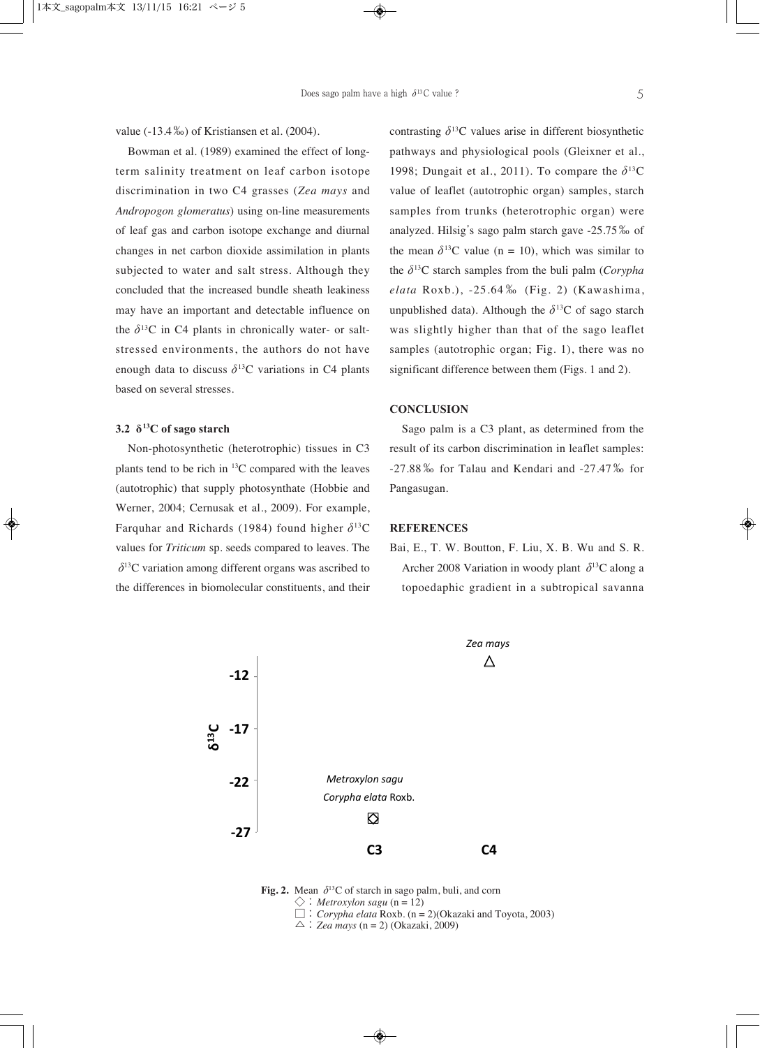value (-13.4‰) of Kristiansen et al. (2004).

Bowman et al. (1989) examined the effect of long-term salinity treatment on leaf carbon isotope discrimination in two C4 grasses (*Zea mays* and *Andropogon glomeratus*) using on-line measurements of leaf gas and carbon isotope exchange and diurnal changes in net carbon dioxide assimilation in plants subjected to water and salt stress. Although they concluded that the increased bundle sheath leakiness may have an important and detectable influence on the $\delta^{13}$C in C4 plants in chronically water- or salt-stressed environments, the authors do not have enough data to discuss $\delta^{13}$C variations in C4 plants based on several stresses.

### 3.2 $\delta^{13}$C of sago starch

Non-photosynthetic (heterotrophic) tissues in C3 plants tend to be rich in $^{13}$C compared with the leaves (autotrophic) that supply photosynthate (Hobbie and Werner, 2004; Cernusak et al., 2009). For example, Farquhar and Richards (1984) found higher $\delta^{13}$C values for *Triticum* sp. seeds compared to leaves. The $\delta^{13}$C variation among different organs was ascribed to the differences in biomolecular constituents, and their contrasting $\delta^{13}$C values arise in different biosynthetic pathways and physiological pools (Gleixner et al., 1998; Dungait et al., 2011). To compare the $\delta^{13}$C value of leaflet (autotrophic organ) samples, starch samples from trunks (heterotrophic organ) were analyzed. Hilsig's sago palm starch gave -25.75‰ of the mean $\delta^{13}$C value (n = 10), which was similar to the $\delta^{13}$C starch samples from the buli palm (*Corypha elata* Roxb.), -25.64‰ (Fig. 2) (Kawashima, unpublished data). Although the $\delta^{13}$C of sago starch was slightly higher than that of the sago leaflet samples (autotrophic organ; Fig. 1), there was no significant difference between them (Figs. 1 and 2).

## CONCLUSION

Sago palm is a C3 plant, as determined from the result of its carbon discrimination in leaflet samples: -27.88‰ for Talau and Kendari and -27.47‰ for Pangasugan.

## REFERENCES

Bai, E., T. W. Boutton, F. Liu, X. B. Wu and S. R. Archer 2008 Variation in woody plant $\delta^{13}$C along a topoedaphic gradient in a subtropical savanna

**Fig. 2.** Mean $\delta^{13}$C of starch in sago palm, buli, and corn
◇ : *Metroxylon sagu* (n = 12)
□ : *Corypha elata* Roxb. (n = 2)(Okazaki and Toyota, 2003)
△ : *Zea mays* (n = 2) (Okazaki, 2009)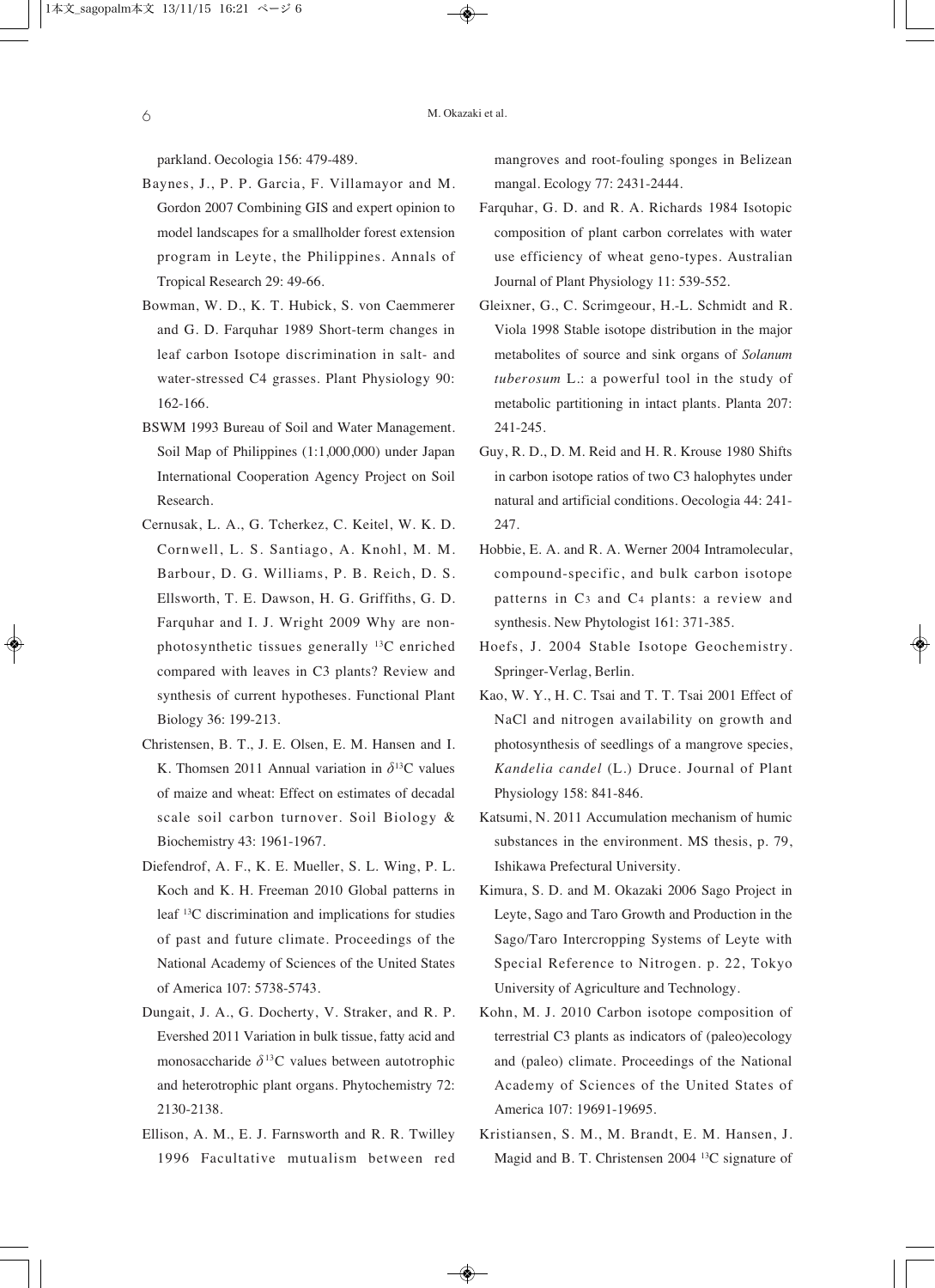parkland. Oecologia 156: 479-489.

Baynes, J., P. P. Garcia, F. Villamayor and M. Gordon 2007 Combining GIS and expert opinion to model landscapes for a smallholder forest extension program in Leyte, the Philippines. Annals of Tropical Research 29: 49-66.

Bowman, W. D., K. T. Hubick, S. von Caemmerer and G. D. Farquhar 1989 Short-term changes in leaf carbon Isotope discrimination in salt- and water-stressed C4 grasses. Plant Physiology 90: 162-166.

BSWM 1993 Bureau of Soil and Water Management. Soil Map of Philippines (1:1,000,000) under Japan International Cooperation Agency Project on Soil Research.

Cernusak, L. A., G. Tcherkez, C. Keitel, W. K. D. Cornwell, L. S. Santiago, A. Knohl, M. M. Barbour, D. G. Williams, P. B. Reich, D. S. Ellsworth, T. E. Dawson, H. G. Griffiths, G. D. Farquhar and I. J. Wright 2009 Why are non-photosynthetic tissues generally $^{13}$C enriched compared with leaves in C3 plants? Review and synthesis of current hypotheses. Functional Plant Biology 36: 199-213.

Christensen, B. T., J. E. Olsen, E. M. Hansen and I. K. Thomsen 2011 Annual variation in $\delta^{13}$C values of maize and wheat: Effect on estimates of decadal scale soil carbon turnover. Soil Biology & Biochemistry 43: 1961-1967.

Diefendrof, A. F., K. E. Mueller, S. L. Wing, P. L. Koch and K. H. Freeman 2010 Global patterns in leaf $^{13}$C discrimination and implications for studies of past and future climate. Proceedings of the National Academy of Sciences of the United States of America 107: 5738-5743.

Dungait, J. A., G. Docherty, V. Straker, and R. P. Evershed 2011 Variation in bulk tissue, fatty acid and monosaccharide $\delta^{13}$C values between autotrophic and heterotrophic plant organs. Phytochemistry 72: 2130-2138.

Ellison, A. M., E. J. Farnsworth and R. R. Twilley 1996 Facultative mutualism between red mangroves and root-fouling sponges in Belizean mangal. Ecology 77: 2431-2444.

Farquhar, G. D. and R. A. Richards 1984 Isotopic composition of plant carbon correlates with water use efficiency of wheat geno-types. Australian Journal of Plant Physiology 11: 539-552.

Gleixner, G., C. Scrimgeour, H.-L. Schmidt and R. Viola 1998 Stable isotope distribution in the major metabolites of source and sink organs of *Solanum tuberosum* L.: a powerful tool in the study of metabolic partitioning in intact plants. Planta 207: 241-245.

Guy, R. D., D. M. Reid and H. R. Krouse 1980 Shifts in carbon isotope ratios of two C3 halophytes under natural and artificial conditions. Oecologia 44: 241-247.

Hobbie, E. A. and R. A. Werner 2004 Intramolecular, compound-specific, and bulk carbon isotope patterns in $C_3$ and $C_4$ plants: a review and synthesis. New Phytologist 161: 371-385.

Hoefs, J. 2004 Stable Isotope Geochemistry. Springer-Verlag, Berlin.

Kao, W. Y., H. C. Tsai and T. T. Tsai 2001 Effect of NaCl and nitrogen availability on growth and photosynthesis of seedlings of a mangrove species, *Kandelia candel* (L.) Druce. Journal of Plant Physiology 158: 841-846.

Katsumi, N. 2011 Accumulation mechanism of humic substances in the environment. MS thesis, p. 79, Ishikawa Prefectural University.

Kimura, S. D. and M. Okazaki 2006 Sago Project in Leyte, Sago and Taro Growth and Production in the Sago/Taro Intercropping Systems of Leyte with Special Reference to Nitrogen. p. 22, Tokyo University of Agriculture and Technology.

Kohn, M. J. 2010 Carbon isotope composition of terrestrial C3 plants as indicators of (paleo)ecology and (paleo) climate. Proceedings of the National Academy of Sciences of the United States of America 107: 19691-19695.

Kristiansen, S. M., M. Brandt, E. M. Hansen, J. Magid and B. T. Christensen 2004 $^{13}$C signature of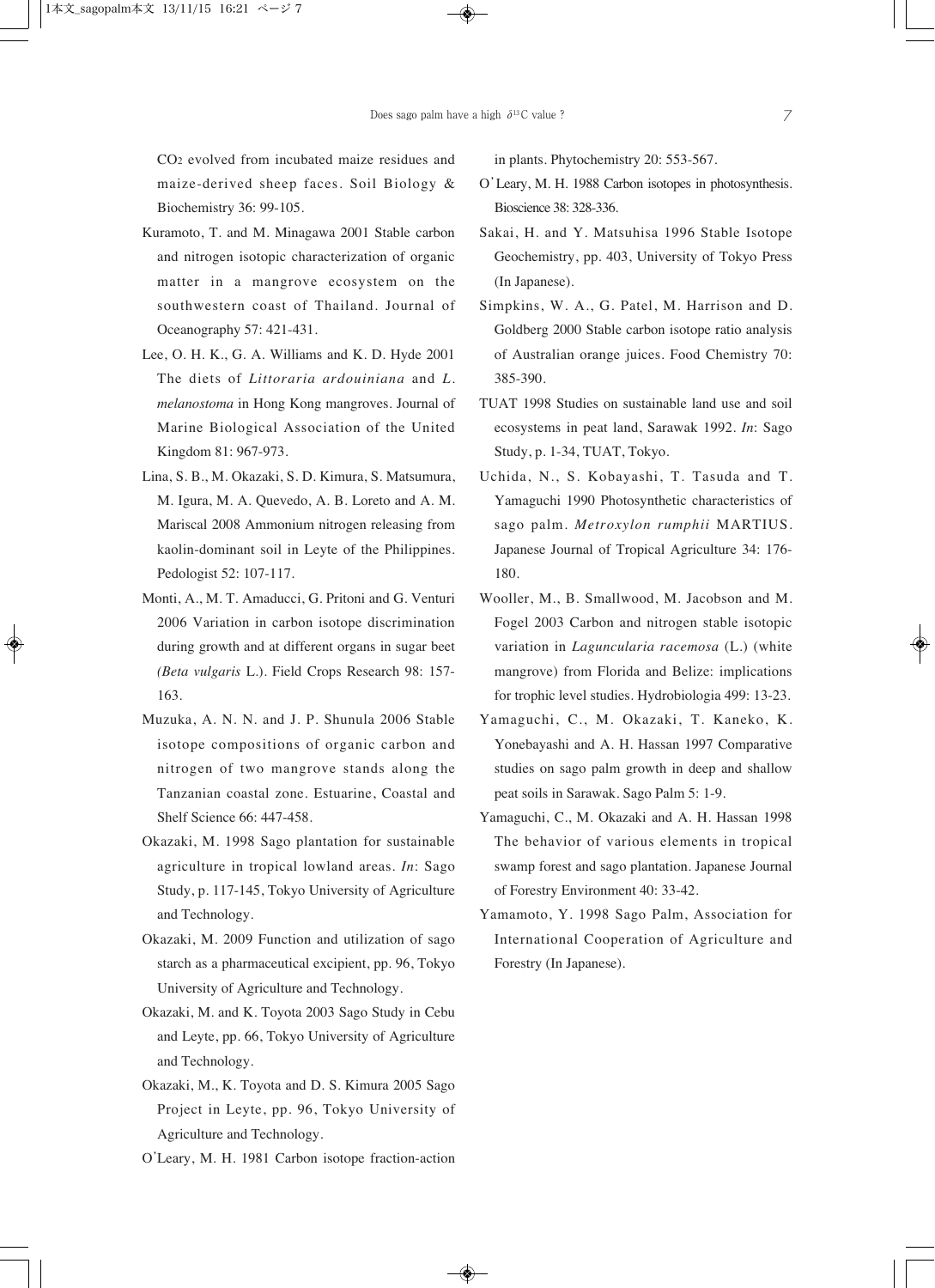CO$_2$ evolved from incubated maize residues and maize-derived sheep faces. Soil Biology & Biochemistry 36: 99-105.

Kuramoto, T. and M. Minagawa 2001 Stable carbon and nitrogen isotopic characterization of organic matter in a mangrove ecosystem on the southwestern coast of Thailand. Journal of Oceanography 57: 421-431.

Lee, O. H. K., G. A. Williams and K. D. Hyde 2001 The diets of *Littoraria ardouiniana* and *L. melanostoma* in Hong Kong mangroves. Journal of Marine Biological Association of the United Kingdom 81: 967-973.

Lina, S. B., M. Okazaki, S. D. Kimura, S. Matsumura, M. Igura, M. A. Quevedo, A. B. Loreto and A. M. Mariscal 2008 Ammonium nitrogen releasing from kaolin-dominant soil in Leyte of the Philippines. Pedologist 52: 107-117.

Monti, A., M. T. Amaducci, G. Pritoni and G. Venturi 2006 Variation in carbon isotope discrimination during growth and at different organs in sugar beet *(Beta vulgaris* L.). Field Crops Research 98: 157-163.

Muzuka, A. N. N. and J. P. Shunula 2006 Stable isotope compositions of organic carbon and nitrogen of two mangrove stands along the Tanzanian coastal zone. Estuarine, Coastal and Shelf Science 66: 447-458.

Okazaki, M. 1998 Sago plantation for sustainable agriculture in tropical lowland areas. *In*: Sago Study, p. 117-145, Tokyo University of Agriculture and Technology.

Okazaki, M. 2009 Function and utilization of sago starch as a pharmaceutical excipient, pp. 96, Tokyo University of Agriculture and Technology.

Okazaki, M. and K. Toyota 2003 Sago Study in Cebu and Leyte, pp. 66, Tokyo University of Agriculture and Technology.

Okazaki, M., K. Toyota and D. S. Kimura 2005 Sago Project in Leyte, pp. 96, Tokyo University of Agriculture and Technology.

O'Leary, M. H. 1981 Carbon isotope fraction-action in plants. Phytochemistry 20: 553-567.

O'Leary, M. H. 1988 Carbon isotopes in photosynthesis. Bioscience 38: 328-336.

Sakai, H. and Y. Matsuhisa 1996 Stable Isotope Geochemistry, pp. 403, University of Tokyo Press (In Japanese).

Simpkins, W. A., G. Patel, M. Harrison and D. Goldberg 2000 Stable carbon isotope ratio analysis of Australian orange juices. Food Chemistry 70: 385-390.

TUAT 1998 Studies on sustainable land use and soil ecosystems in peat land, Sarawak 1992. *In*: Sago Study, p. 1-34, TUAT, Tokyo.

Uchida, N., S. Kobayashi, T. Tasuda and T. Yamaguchi 1990 Photosynthetic characteristics of sago palm. *Metroxylon rumphii* MARTIUS. Japanese Journal of Tropical Agriculture 34: 176-180.

Wooller, M., B. Smallwood, M. Jacobson and M. Fogel 2003 Carbon and nitrogen stable isotopic variation in *Laguncularia racemosa* (L.) (white mangrove) from Florida and Belize: implications for trophic level studies. Hydrobiologia 499: 13-23.

Yamaguchi, C., M. Okazaki, T. Kaneko, K. Yonebayashi and A. H. Hassan 1997 Comparative studies on sago palm growth in deep and shallow peat soils in Sarawak. Sago Palm 5: 1-9.

Yamaguchi, C., M. Okazaki and A. H. Hassan 1998 The behavior of various elements in tropical swamp forest and sago plantation. Japanese Journal of Forestry Environment 40: 33-42.

Yamamoto, Y. 1998 Sago Palm, Association for International Cooperation of Agriculture and Forestry (In Japanese).